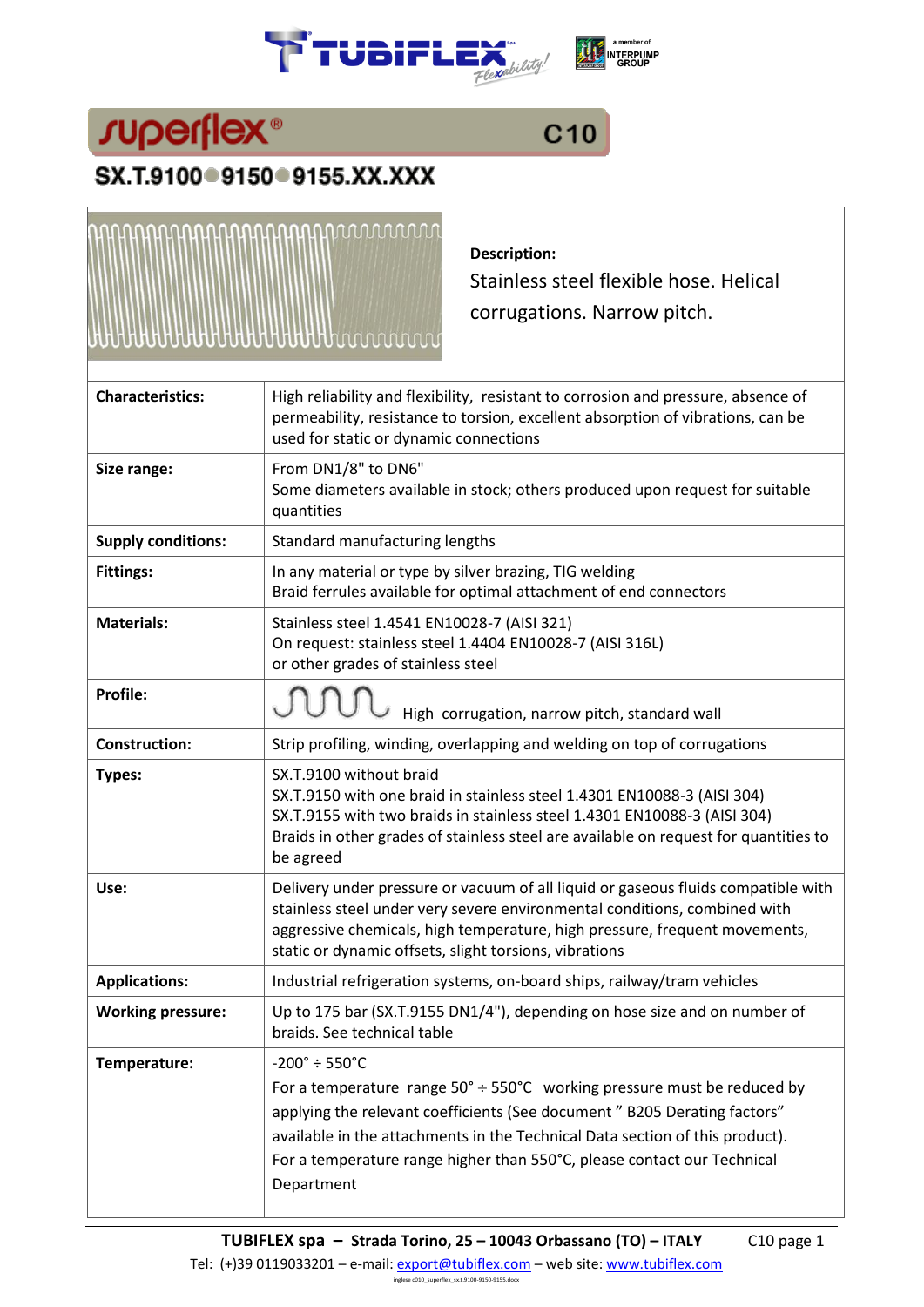# superflex® C10

## SX.T.9100 ● 9150 ● 9155.XX.XXX

| | |
|---|---|
| | **Description:** Stainless steel flexible hose. Helical corrugations. Narrow pitch. |
| **Characteristics:** | High reliability and flexibility, resistant to corrosion and pressure, absence of permeability, resistance to torsion, excellent absorption of vibrations, can be used for static or dynamic connections |
| **Size range:** | From DN1/8" to DN6"<br>Some diameters available in stock; others produced upon request for suitable quantities |
| **Supply conditions:** | Standard manufacturing lengths |
| **Fittings:** | In any material or type by silver brazing, TIG welding<br>Braid ferrules available for optimal attachment of end connectors |
| **Materials:** | Stainless steel 1.4541 EN10028-7 (AISI 321)<br>On request: stainless steel 1.4404 EN10028-7 (AISI 316L)<br>or other grades of stainless steel |
| **Profile:** | High corrugation, narrow pitch, standard wall |
| **Construction:** | Strip profiling, winding, overlapping and welding on top of corrugations |
| **Types:** | SX.T.9100 without braid<br>SX.T.9150 with one braid in stainless steel 1.4301 EN10088-3 (AISI 304)<br>SX.T.9155 with two braids in stainless steel 1.4301 EN10088-3 (AISI 304)<br>Braids in other grades of stainless steel are available on request for quantities to be agreed |
| **Use:** | Delivery under pressure or vacuum of all liquid or gaseous fluids compatible with stainless steel under very severe environmental conditions, combined with aggressive chemicals, high temperature, high pressure, frequent movements, static or dynamic offsets, slight torsions, vibrations |
| **Applications:** | Industrial refrigeration systems, on-board ships, railway/tram vehicles |
| **Working pressure:** | Up to 175 bar (SX.T.9155 DN1/4"), depending on hose size and on number of braids. See technical table |
| **Temperature:** | -200° ÷ 550°C<br>For a temperature range 50° ÷ 550°C working pressure must be reduced by applying the relevant coefficients (See document " B205 Derating factors" available in the attachments in the Technical Data section of this product).<br>For a temperature range higher than 550°C, please contact our Technical Department |

**TUBIFLEX spa – Strada Torino, 25 – 10043 Orbassano (TO) – ITALY**
Tel: (+)39 0119033201 – e-mail: export@tubiflex.com – web site: www.tubiflex.com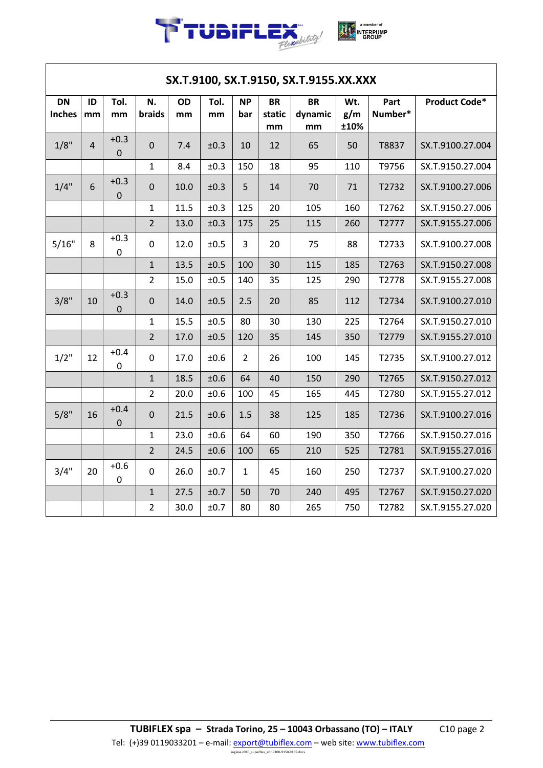## SX.T.9100, SX.T.9150, SX.T.9155.XX.XXX

| DN Inches | ID mm | Tol. mm | N. braids | OD mm | Tol. mm | NP bar | BR static mm | BR dynamic mm | Wt. g/m ±10% | Part Number* | Product Code* |
|---|---|---|---|---|---|---|---|---|---|---|---|
| 1/8" | 4 | +0.3 0 | 0 | 7.4 | ±0.3 | 10 | 12 | 65 | 50 | T8837 | SX.T.9100.27.004 |
| | | | 1 | 8.4 | ±0.3 | 150 | 18 | 95 | 110 | T9756 | SX.T.9150.27.004 |
| 1/4" | 6 | +0.3 0 | 0 | 10.0 | ±0.3 | 5 | 14 | 70 | 71 | T2732 | SX.T.9100.27.006 |
| | | | 1 | 11.5 | ±0.3 | 125 | 20 | 105 | 160 | T2762 | SX.T.9150.27.006 |
| | | | 2 | 13.0 | ±0.3 | 175 | 25 | 115 | 260 | T2777 | SX.T.9155.27.006 |
| 5/16" | 8 | +0.3 0 | 0 | 12.0 | ±0.5 | 3 | 20 | 75 | 88 | T2733 | SX.T.9100.27.008 |
| | | | 1 | 13.5 | ±0.5 | 100 | 30 | 115 | 185 | T2763 | SX.T.9150.27.008 |
| | | | 2 | 15.0 | ±0.5 | 140 | 35 | 125 | 290 | T2778 | SX.T.9155.27.008 |
| 3/8" | 10 | +0.3 0 | 0 | 14.0 | ±0.5 | 2.5 | 20 | 85 | 112 | T2734 | SX.T.9100.27.010 |
| | | | 1 | 15.5 | ±0.5 | 80 | 30 | 130 | 225 | T2764 | SX.T.9150.27.010 |
| | | | 2 | 17.0 | ±0.5 | 120 | 35 | 145 | 350 | T2779 | SX.T.9155.27.010 |
| 1/2" | 12 | +0.4 0 | 0 | 17.0 | ±0.6 | 2 | 26 | 100 | 145 | T2735 | SX.T.9100.27.012 |
| | | | 1 | 18.5 | ±0.6 | 64 | 40 | 150 | 290 | T2765 | SX.T.9150.27.012 |
| | | | 2 | 20.0 | ±0.6 | 100 | 45 | 165 | 445 | T2780 | SX.T.9155.27.012 |
| 5/8" | 16 | +0.4 0 | 0 | 21.5 | ±0.6 | 1.5 | 38 | 125 | 185 | T2736 | SX.T.9100.27.016 |
| | | | 1 | 23.0 | ±0.6 | 64 | 60 | 190 | 350 | T2766 | SX.T.9150.27.016 |
| | | | 2 | 24.5 | ±0.6 | 100 | 65 | 210 | 525 | T2781 | SX.T.9155.27.016 |
| 3/4" | 20 | +0.6 0 | 0 | 26.0 | ±0.7 | 1 | 45 | 160 | 250 | T2737 | SX.T.9100.27.020 |
| | | | 1 | 27.5 | ±0.7 | 50 | 70 | 240 | 495 | T2767 | SX.T.9150.27.020 |
| | | | 2 | 30.0 | ±0.7 | 80 | 80 | 265 | 750 | T2782 | SX.T.9155.27.020 |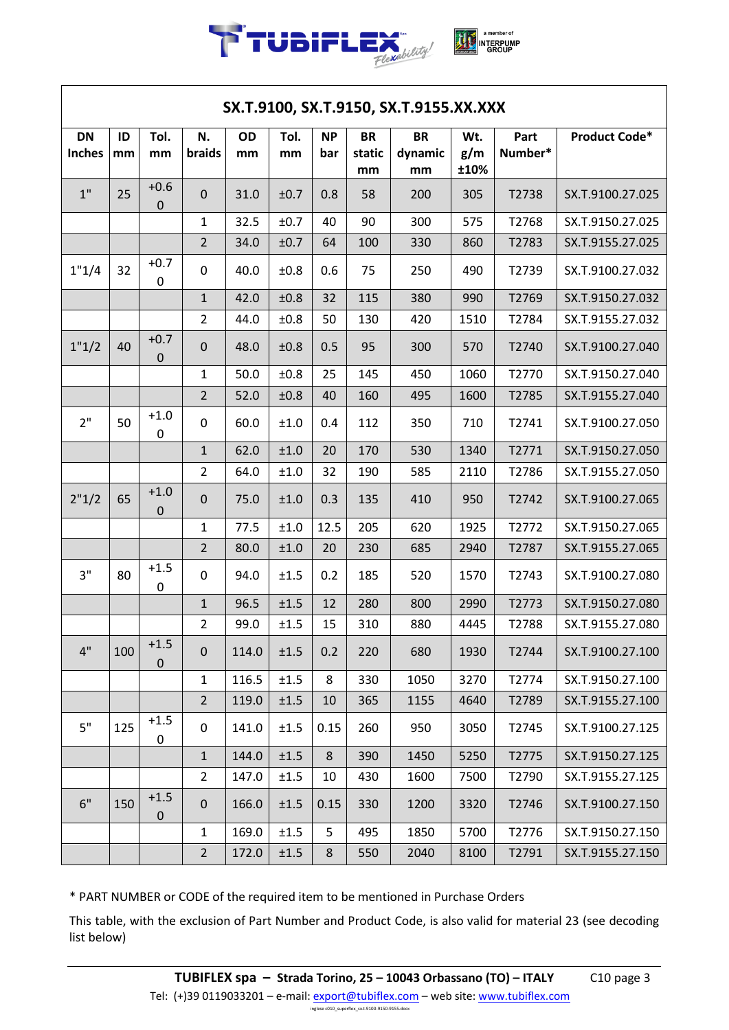## SX.T.9100, SX.T.9150, SX.T.9155.XX.XXX

| DN Inches | ID mm | Tol. mm | N. braids | OD mm | Tol. mm | NP bar | BR static mm | BR dynamic mm | Wt. g/m ±10% | Part Number* | Product Code* |
|---|---|---|---|---|---|---|---|---|---|---|---|
| 1" | 25 | +0.6 0 | 0 | 31.0 | ±0.7 | 0.8 | 58 | 200 | 305 | T2738 | SX.T.9100.27.025 |
| | | | 1 | 32.5 | ±0.7 | 40 | 90 | 300 | 575 | T2768 | SX.T.9150.27.025 |
| | | | 2 | 34.0 | ±0.7 | 64 | 100 | 330 | 860 | T2783 | SX.T.9155.27.025 |
| 1"1/4 | 32 | +0.7 0 | 0 | 40.0 | ±0.8 | 0.6 | 75 | 250 | 490 | T2739 | SX.T.9100.27.032 |
| | | | 1 | 42.0 | ±0.8 | 32 | 115 | 380 | 990 | T2769 | SX.T.9150.27.032 |
| | | | 2 | 44.0 | ±0.8 | 50 | 130 | 420 | 1510 | T2784 | SX.T.9155.27.032 |
| 1"1/2 | 40 | +0.7 0 | 0 | 48.0 | ±0.8 | 0.5 | 95 | 300 | 570 | T2740 | SX.T.9100.27.040 |
| | | | 1 | 50.0 | ±0.8 | 25 | 145 | 450 | 1060 | T2770 | SX.T.9150.27.040 |
| | | | 2 | 52.0 | ±0.8 | 40 | 160 | 495 | 1600 | T2785 | SX.T.9155.27.040 |
| 2" | 50 | +1.0 0 | 0 | 60.0 | ±1.0 | 0.4 | 112 | 350 | 710 | T2741 | SX.T.9100.27.050 |
| | | | 1 | 62.0 | ±1.0 | 20 | 170 | 530 | 1340 | T2771 | SX.T.9150.27.050 |
| | | | 2 | 64.0 | ±1.0 | 32 | 190 | 585 | 2110 | T2786 | SX.T.9155.27.050 |
| 2"1/2 | 65 | +1.0 0 | 0 | 75.0 | ±1.0 | 0.3 | 135 | 410 | 950 | T2742 | SX.T.9100.27.065 |
| | | | 1 | 77.5 | ±1.0 | 12.5 | 205 | 620 | 1925 | T2772 | SX.T.9150.27.065 |
| | | | 2 | 80.0 | ±1.0 | 20 | 230 | 685 | 2940 | T2787 | SX.T.9155.27.065 |
| 3" | 80 | +1.5 0 | 0 | 94.0 | ±1.5 | 0.2 | 185 | 520 | 1570 | T2743 | SX.T.9100.27.080 |
| | | | 1 | 96.5 | ±1.5 | 12 | 280 | 800 | 2990 | T2773 | SX.T.9150.27.080 |
| | | | 2 | 99.0 | ±1.5 | 15 | 310 | 880 | 4445 | T2788 | SX.T.9155.27.080 |
| 4" | 100 | +1.5 0 | 0 | 114.0 | ±1.5 | 0.2 | 220 | 680 | 1930 | T2744 | SX.T.9100.27.100 |
| | | | 1 | 116.5 | ±1.5 | 8 | 330 | 1050 | 3270 | T2774 | SX.T.9150.27.100 |
| | | | 2 | 119.0 | ±1.5 | 10 | 365 | 1155 | 4640 | T2789 | SX.T.9155.27.100 |
| 5" | 125 | +1.5 0 | 0 | 141.0 | ±1.5 | 0.15 | 260 | 950 | 3050 | T2745 | SX.T.9100.27.125 |
| | | | 1 | 144.0 | ±1.5 | 8 | 390 | 1450 | 5250 | T2775 | SX.T.9150.27.125 |
| | | | 2 | 147.0 | ±1.5 | 10 | 430 | 1600 | 7500 | T2790 | SX.T.9155.27.125 |
| 6" | 150 | +1.5 0 | 0 | 166.0 | ±1.5 | 0.15 | 330 | 1200 | 3320 | T2746 | SX.T.9100.27.150 |
| | | | 1 | 169.0 | ±1.5 | 5 | 495 | 1850 | 5700 | T2776 | SX.T.9150.27.150 |
| | | | 2 | 172.0 | ±1.5 | 8 | 550 | 2040 | 8100 | T2791 | SX.T.9155.27.150 |

* PART NUMBER or CODE of the required item to be mentioned in Purchase Orders

This table, with the exclusion of Part Number and Product Code, is also valid for material 23 (see decoding list below)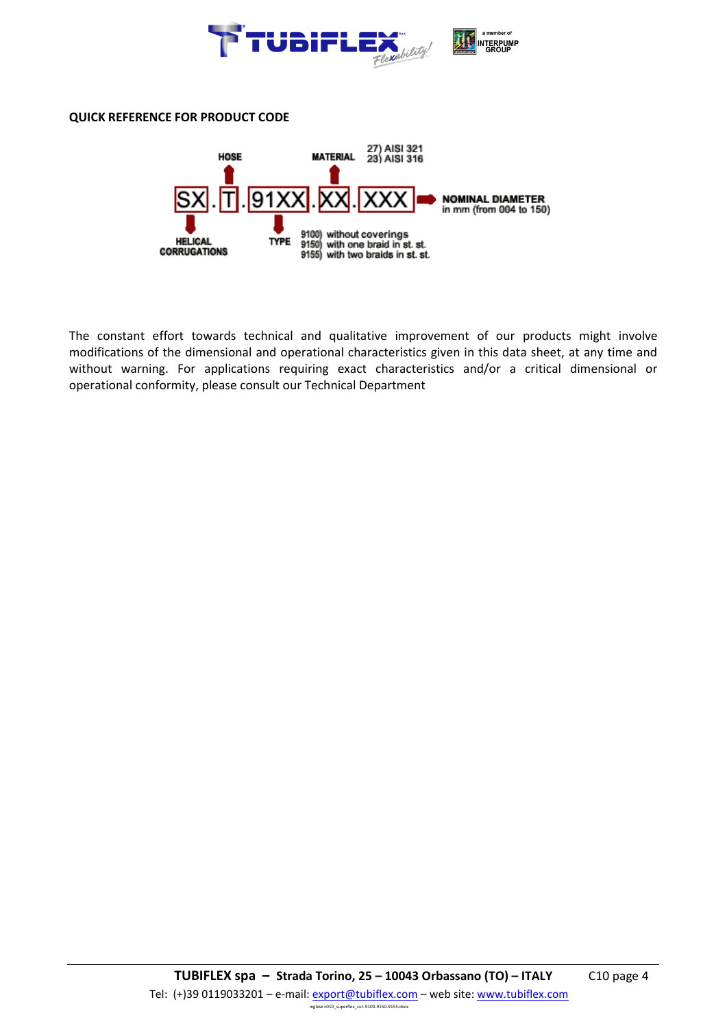**QUICK REFERENCE FOR PRODUCT CODE**

SX . T . 91XX . XX . XXX

HOSE

MATERIAL

27) AISI 321
23) AISI 316

**NOMINAL DIAMETER**
in mm (from 004 to 150)

HELICAL CORRUGATIONS

TYPE

9100) without coverings
9150) with one braid in st. st.
9155) with two braids in st. st.

The constant effort towards technical and qualitative improvement of our products might involve modifications of the dimensional and operational characteristics given in this data sheet, at any time and without warning. For applications requiring exact characteristics and/or a critical dimensional or operational conformity, please consult our Technical Department